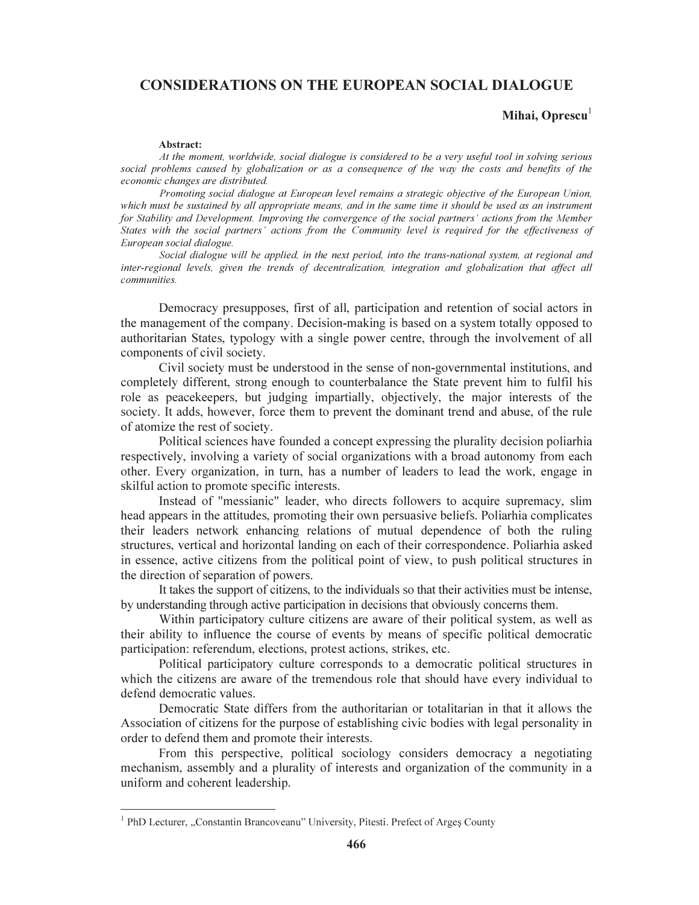# CONSIDERATIONS ON THE EUROPEAN SOCIAL DIALOGUE

**Mihai, Oprescu**[1]

**Abstract:**

*At the moment, worldwide, social dialogue is considered to be a very useful tool in solving serious social problems caused by globalization or as a consequence of the way the costs and benefits of the economic changes are distributed.*

*Promoting social dialogue at European level remains a strategic objective of the European Union, which must be sustained by all appropriate means, and in the same time it should be used as an instrument for Stability and Development. Improving the convergence of the social partners' actions from the Member States with the social partners' actions from the Community level is required for the effectiveness of European social dialogue.*

*Social dialogue will be applied, in the next period, into the trans-national system, at regional and inter-regional levels, given the trends of decentralization, integration and globalization that affect all communities.*

Democracy presupposes, first of all, participation and retention of social actors in the management of the company. Decision-making is based on a system totally opposed to authoritarian States, typology with a single power centre, through the involvement of all components of civil society.

Civil society must be understood in the sense of non-governmental institutions, and completely different, strong enough to counterbalance the State prevent him to fulfil his role as peacekeepers, but judging impartially, objectively, the major interests of the society. It adds, however, force them to prevent the dominant trend and abuse, of the rule of atomize the rest of society.

Political sciences have founded a concept expressing the plurality decision poliarhia respectively, involving a variety of social organizations with a broad autonomy from each other. Every organization, in turn, has a number of leaders to lead the work, engage in skilful action to promote specific interests.

Instead of "messianic" leader, who directs followers to acquire supremacy, slim head appears in the attitudes, promoting their own persuasive beliefs. Poliarhia complicates their leaders network enhancing relations of mutual dependence of both the ruling structures, vertical and horizontal landing on each of their correspondence. Poliarhia asked in essence, active citizens from the political point of view, to push political structures in the direction of separation of powers.

It takes the support of citizens, to the individuals so that their activities must be intense, by understanding through active participation in decisions that obviously concerns them.

Within participatory culture citizens are aware of their political system, as well as their ability to influence the course of events by means of specific political democratic participation: referendum, elections, protest actions, strikes, etc.

Political participatory culture corresponds to a democratic political structures in which the citizens are aware of the tremendous role that should have every individual to defend democratic values.

Democratic State differs from the authoritarian or totalitarian in that it allows the Association of citizens for the purpose of establishing civic bodies with legal personality in order to defend them and promote their interests.

From this perspective, political sociology considers democracy a negotiating mechanism, assembly and a plurality of interests and organization of the community in a uniform and coherent leadership.

---

[1] PhD Lecturer, „Constantin Brancoveanu" University, Pitesti. Prefect of Argeş County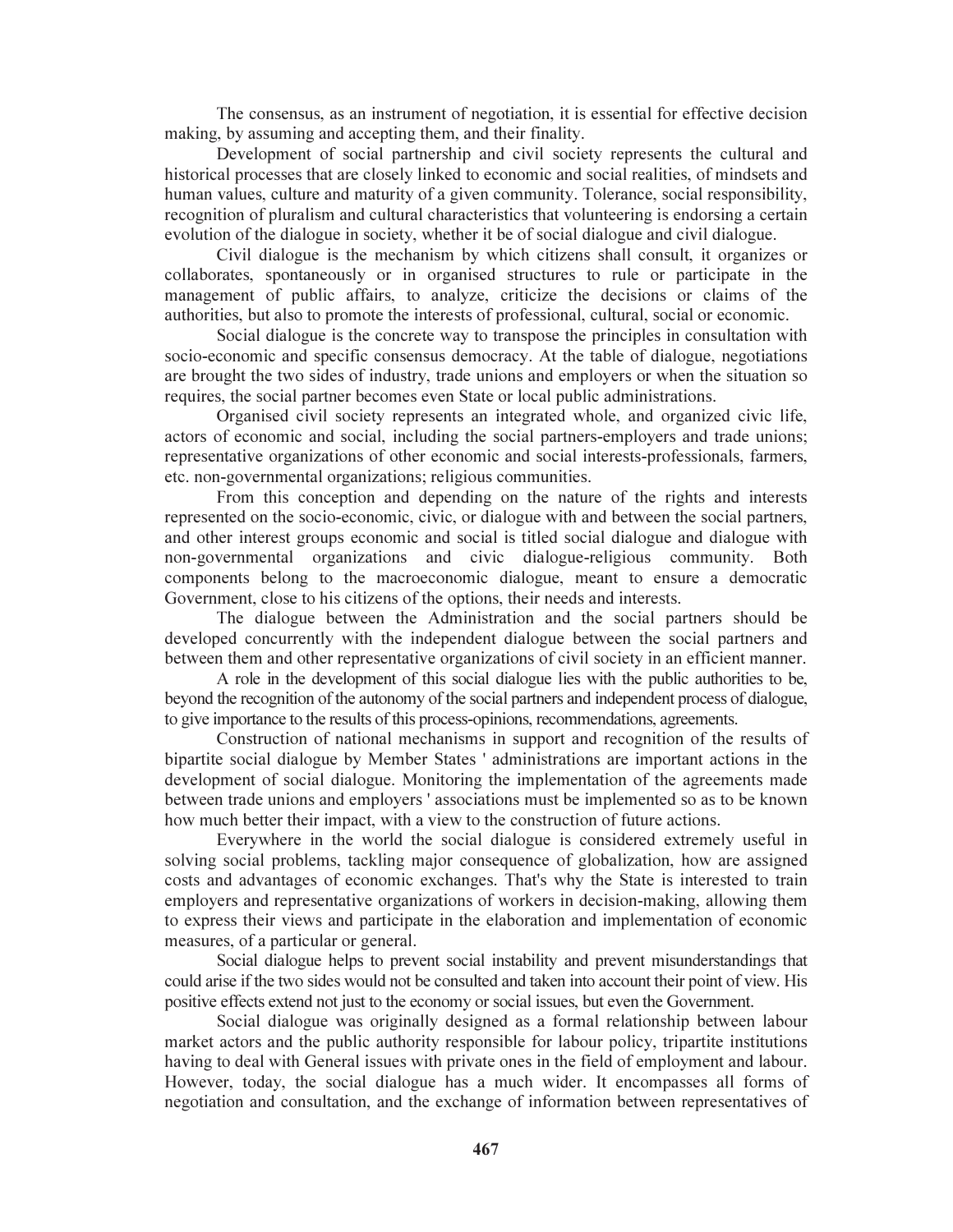The consensus, as an instrument of negotiation, it is essential for effective decision making, by assuming and accepting them, and their finality.

Development of social partnership and civil society represents the cultural and historical processes that are closely linked to economic and social realities, of mindsets and human values, culture and maturity of a given community. Tolerance, social responsibility, recognition of pluralism and cultural characteristics that volunteering is endorsing a certain evolution of the dialogue in society, whether it be of social dialogue and civil dialogue.

Civil dialogue is the mechanism by which citizens shall consult, it organizes or collaborates, spontaneously or in organised structures to rule or participate in the management of public affairs, to analyze, criticize the decisions or claims of the authorities, but also to promote the interests of professional, cultural, social or economic.

Social dialogue is the concrete way to transpose the principles in consultation with socio-economic and specific consensus democracy. At the table of dialogue, negotiations are brought the two sides of industry, trade unions and employers or when the situation so requires, the social partner becomes even State or local public administrations.

Organised civil society represents an integrated whole, and organized civic life, actors of economic and social, including the social partners-employers and trade unions; representative organizations of other economic and social interests-professionals, farmers, etc. non-governmental organizations; religious communities.

From this conception and depending on the nature of the rights and interests represented on the socio-economic, civic, or dialogue with and between the social partners, and other interest groups economic and social is titled social dialogue and dialogue with non-governmental organizations and civic dialogue-religious community. Both components belong to the macroeconomic dialogue, meant to ensure a democratic Government, close to his citizens of the options, their needs and interests.

The dialogue between the Administration and the social partners should be developed concurrently with the independent dialogue between the social partners and between them and other representative organizations of civil society in an efficient manner.

A role in the development of this social dialogue lies with the public authorities to be, beyond the recognition of the autonomy of the social partners and independent process of dialogue, to give importance to the results of this process-opinions, recommendations, agreements.

Construction of national mechanisms in support and recognition of the results of bipartite social dialogue by Member States ' administrations are important actions in the development of social dialogue. Monitoring the implementation of the agreements made between trade unions and employers ' associations must be implemented so as to be known how much better their impact, with a view to the construction of future actions.

Everywhere in the world the social dialogue is considered extremely useful in solving social problems, tackling major consequence of globalization, how are assigned costs and advantages of economic exchanges. That's why the State is interested to train employers and representative organizations of workers in decision-making, allowing them to express their views and participate in the elaboration and implementation of economic measures, of a particular or general.

Social dialogue helps to prevent social instability and prevent misunderstandings that could arise if the two sides would not be consulted and taken into account their point of view. His positive effects extend not just to the economy or social issues, but even the Government.

Social dialogue was originally designed as a formal relationship between labour market actors and the public authority responsible for labour policy, tripartite institutions having to deal with General issues with private ones in the field of employment and labour. However, today, the social dialogue has a much wider. It encompasses all forms of negotiation and consultation, and the exchange of information between representatives of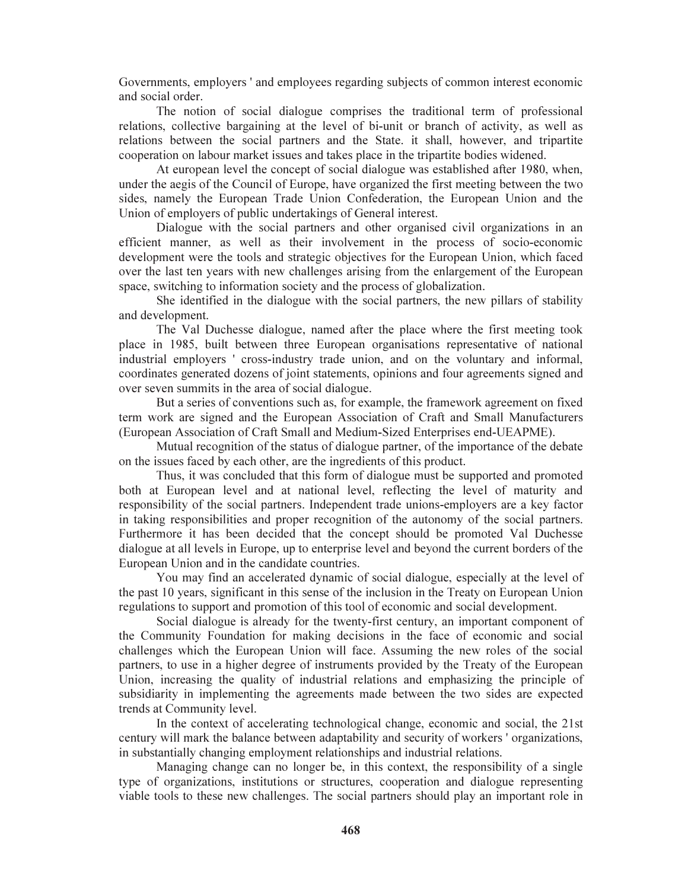Governments, employers ' and employees regarding subjects of common interest economic and social order.

The notion of social dialogue comprises the traditional term of professional relations, collective bargaining at the level of bi-unit or branch of activity, as well as relations between the social partners and the State. it shall, however, and tripartite cooperation on labour market issues and takes place in the tripartite bodies widened.

At european level the concept of social dialogue was established after 1980, when, under the aegis of the Council of Europe, have organized the first meeting between the two sides, namely the European Trade Union Confederation, the European Union and the Union of employers of public undertakings of General interest.

Dialogue with the social partners and other organised civil organizations in an efficient manner, as well as their involvement in the process of socio-economic development were the tools and strategic objectives for the European Union, which faced over the last ten years with new challenges arising from the enlargement of the European space, switching to information society and the process of globalization.

She identified in the dialogue with the social partners, the new pillars of stability and development.

The Val Duchesse dialogue, named after the place where the first meeting took place in 1985, built between three European organisations representative of national industrial employers ' cross-industry trade union, and on the voluntary and informal, coordinates generated dozens of joint statements, opinions and four agreements signed and over seven summits in the area of social dialogue.

But a series of conventions such as, for example, the framework agreement on fixed term work are signed and the European Association of Craft and Small Manufacturers (European Association of Craft Small and Medium-Sized Enterprises end-UEAPME).

Mutual recognition of the status of dialogue partner, of the importance of the debate on the issues faced by each other, are the ingredients of this product.

Thus, it was concluded that this form of dialogue must be supported and promoted both at European level and at national level, reflecting the level of maturity and responsibility of the social partners. Independent trade unions-employers are a key factor in taking responsibilities and proper recognition of the autonomy of the social partners. Furthermore it has been decided that the concept should be promoted Val Duchesse dialogue at all levels in Europe, up to enterprise level and beyond the current borders of the European Union and in the candidate countries.

You may find an accelerated dynamic of social dialogue, especially at the level of the past 10 years, significant in this sense of the inclusion in the Treaty on European Union regulations to support and promotion of this tool of economic and social development.

Social dialogue is already for the twenty-first century, an important component of the Community Foundation for making decisions in the face of economic and social challenges which the European Union will face. Assuming the new roles of the social partners, to use in a higher degree of instruments provided by the Treaty of the European Union, increasing the quality of industrial relations and emphasizing the principle of subsidiarity in implementing the agreements made between the two sides are expected trends at Community level.

In the context of accelerating technological change, economic and social, the 21st century will mark the balance between adaptability and security of workers ' organizations, in substantially changing employment relationships and industrial relations.

Managing change can no longer be, in this context, the responsibility of a single type of organizations, institutions or structures, cooperation and dialogue representing viable tools to these new challenges. The social partners should play an important role in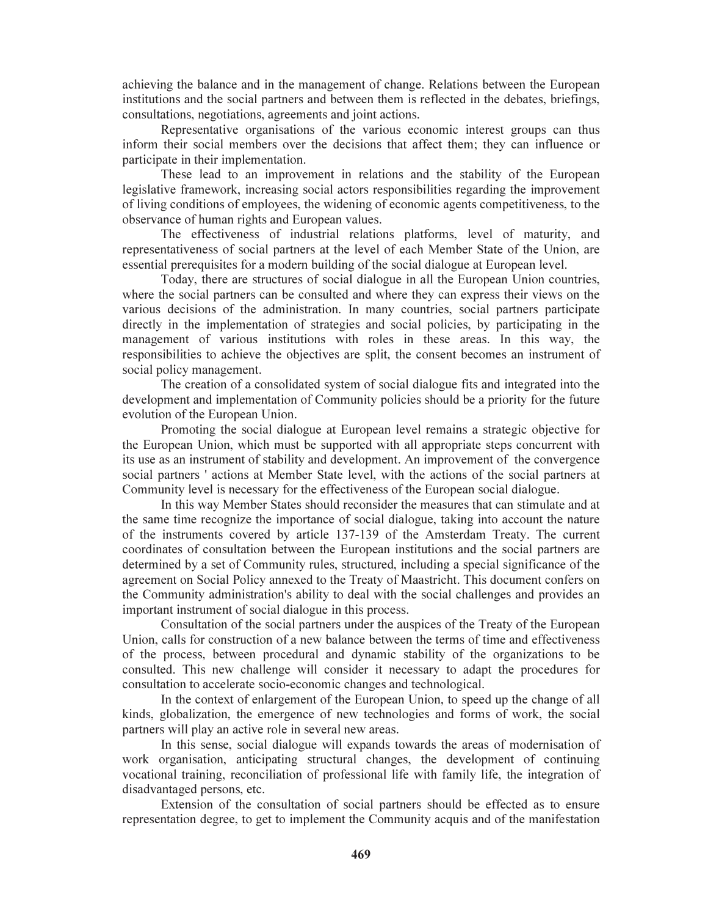achieving the balance and in the management of change. Relations between the European institutions and the social partners and between them is reflected in the debates, briefings, consultations, negotiations, agreements and joint actions.

Representative organisations of the various economic interest groups can thus inform their social members over the decisions that affect them; they can influence or participate in their implementation.

These lead to an improvement in relations and the stability of the European legislative framework, increasing social actors responsibilities regarding the improvement of living conditions of employees, the widening of economic agents competitiveness, to the observance of human rights and European values.

The effectiveness of industrial relations platforms, level of maturity, and representativeness of social partners at the level of each Member State of the Union, are essential prerequisites for a modern building of the social dialogue at European level.

Today, there are structures of social dialogue in all the European Union countries, where the social partners can be consulted and where they can express their views on the various decisions of the administration. In many countries, social partners participate directly in the implementation of strategies and social policies, by participating in the management of various institutions with roles in these areas. In this way, the responsibilities to achieve the objectives are split, the consent becomes an instrument of social policy management.

The creation of a consolidated system of social dialogue fits and integrated into the development and implementation of Community policies should be a priority for the future evolution of the European Union.

Promoting the social dialogue at European level remains a strategic objective for the European Union, which must be supported with all appropriate steps concurrent with its use as an instrument of stability and development. An improvement of the convergence social partners ' actions at Member State level, with the actions of the social partners at Community level is necessary for the effectiveness of the European social dialogue.

In this way Member States should reconsider the measures that can stimulate and at the same time recognize the importance of social dialogue, taking into account the nature of the instruments covered by article 137-139 of the Amsterdam Treaty. The current coordinates of consultation between the European institutions and the social partners are determined by a set of Community rules, structured, including a special significance of the agreement on Social Policy annexed to the Treaty of Maastricht. This document confers on the Community administration's ability to deal with the social challenges and provides an important instrument of social dialogue in this process.

Consultation of the social partners under the auspices of the Treaty of the European Union, calls for construction of a new balance between the terms of time and effectiveness of the process, between procedural and dynamic stability of the organizations to be consulted. This new challenge will consider it necessary to adapt the procedures for consultation to accelerate socio-economic changes and technological.

In the context of enlargement of the European Union, to speed up the change of all kinds, globalization, the emergence of new technologies and forms of work, the social partners will play an active role in several new areas.

In this sense, social dialogue will expands towards the areas of modernisation of work organisation, anticipating structural changes, the development of continuing vocational training, reconciliation of professional life with family life, the integration of disadvantaged persons, etc.

Extension of the consultation of social partners should be effected as to ensure representation degree, to get to implement the Community acquis and of the manifestation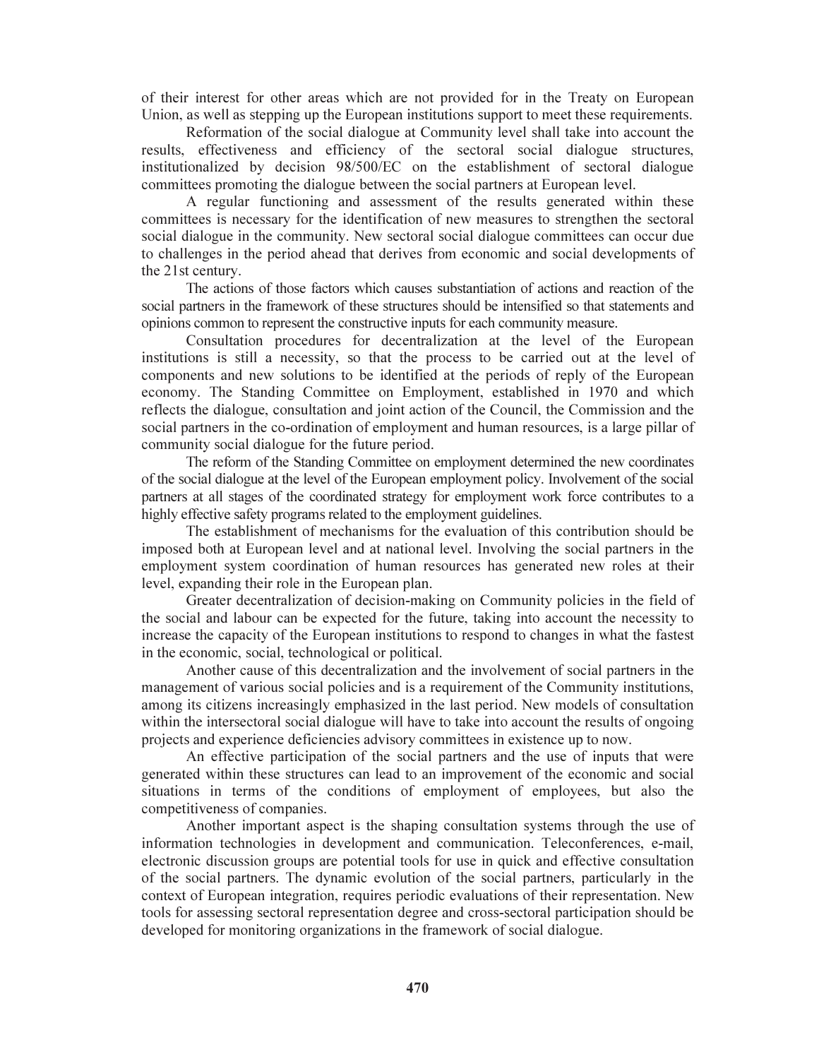of their interest for other areas which are not provided for in the Treaty on European Union, as well as stepping up the European institutions support to meet these requirements.

Reformation of the social dialogue at Community level shall take into account the results, effectiveness and efficiency of the sectoral social dialogue structures, institutionalized by decision 98/500/EC on the establishment of sectoral dialogue committees promoting the dialogue between the social partners at European level.

A regular functioning and assessment of the results generated within these committees is necessary for the identification of new measures to strengthen the sectoral social dialogue in the community. New sectoral social dialogue committees can occur due to challenges in the period ahead that derives from economic and social developments of the 21st century.

The actions of those factors which causes substantiation of actions and reaction of the social partners in the framework of these structures should be intensified so that statements and opinions common to represent the constructive inputs for each community measure.

Consultation procedures for decentralization at the level of the European institutions is still a necessity, so that the process to be carried out at the level of components and new solutions to be identified at the periods of reply of the European economy. The Standing Committee on Employment, established in 1970 and which reflects the dialogue, consultation and joint action of the Council, the Commission and the social partners in the co-ordination of employment and human resources, is a large pillar of community social dialogue for the future period.

The reform of the Standing Committee on employment determined the new coordinates of the social dialogue at the level of the European employment policy. Involvement of the social partners at all stages of the coordinated strategy for employment work force contributes to a highly effective safety programs related to the employment guidelines.

The establishment of mechanisms for the evaluation of this contribution should be imposed both at European level and at national level. Involving the social partners in the employment system coordination of human resources has generated new roles at their level, expanding their role in the European plan.

Greater decentralization of decision-making on Community policies in the field of the social and labour can be expected for the future, taking into account the necessity to increase the capacity of the European institutions to respond to changes in what the fastest in the economic, social, technological or political.

Another cause of this decentralization and the involvement of social partners in the management of various social policies and is a requirement of the Community institutions, among its citizens increasingly emphasized in the last period. New models of consultation within the intersectoral social dialogue will have to take into account the results of ongoing projects and experience deficiencies advisory committees in existence up to now.

An effective participation of the social partners and the use of inputs that were generated within these structures can lead to an improvement of the economic and social situations in terms of the conditions of employment of employees, but also the competitiveness of companies.

Another important aspect is the shaping consultation systems through the use of information technologies in development and communication. Teleconferences, e-mail, electronic discussion groups are potential tools for use in quick and effective consultation of the social partners. The dynamic evolution of the social partners, particularly in the context of European integration, requires periodic evaluations of their representation. New tools for assessing sectoral representation degree and cross-sectoral participation should be developed for monitoring organizations in the framework of social dialogue.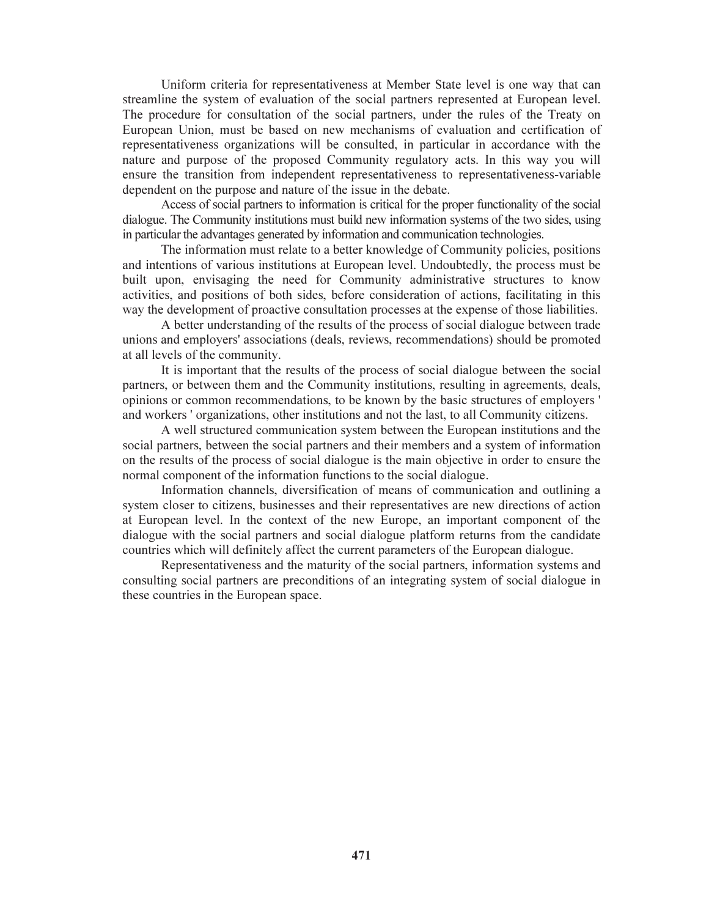Uniform criteria for representativeness at Member State level is one way that can streamline the system of evaluation of the social partners represented at European level. The procedure for consultation of the social partners, under the rules of the Treaty on European Union, must be based on new mechanisms of evaluation and certification of representativeness organizations will be consulted, in particular in accordance with the nature and purpose of the proposed Community regulatory acts. In this way you will ensure the transition from independent representativeness to representativeness-variable dependent on the purpose and nature of the issue in the debate.

Access of social partners to information is critical for the proper functionality of the social dialogue. The Community institutions must build new information systems of the two sides, using in particular the advantages generated by information and communication technologies.

The information must relate to a better knowledge of Community policies, positions and intentions of various institutions at European level. Undoubtedly, the process must be built upon, envisaging the need for Community administrative structures to know activities, and positions of both sides, before consideration of actions, facilitating in this way the development of proactive consultation processes at the expense of those liabilities.

A better understanding of the results of the process of social dialogue between trade unions and employers' associations (deals, reviews, recommendations) should be promoted at all levels of the community.

It is important that the results of the process of social dialogue between the social partners, or between them and the Community institutions, resulting in agreements, deals, opinions or common recommendations, to be known by the basic structures of employers ' and workers ' organizations, other institutions and not the last, to all Community citizens.

A well structured communication system between the European institutions and the social partners, between the social partners and their members and a system of information on the results of the process of social dialogue is the main objective in order to ensure the normal component of the information functions to the social dialogue.

Information channels, diversification of means of communication and outlining a system closer to citizens, businesses and their representatives are new directions of action at European level. In the context of the new Europe, an important component of the dialogue with the social partners and social dialogue platform returns from the candidate countries which will definitely affect the current parameters of the European dialogue.

Representativeness and the maturity of the social partners, information systems and consulting social partners are preconditions of an integrating system of social dialogue in these countries in the European space.